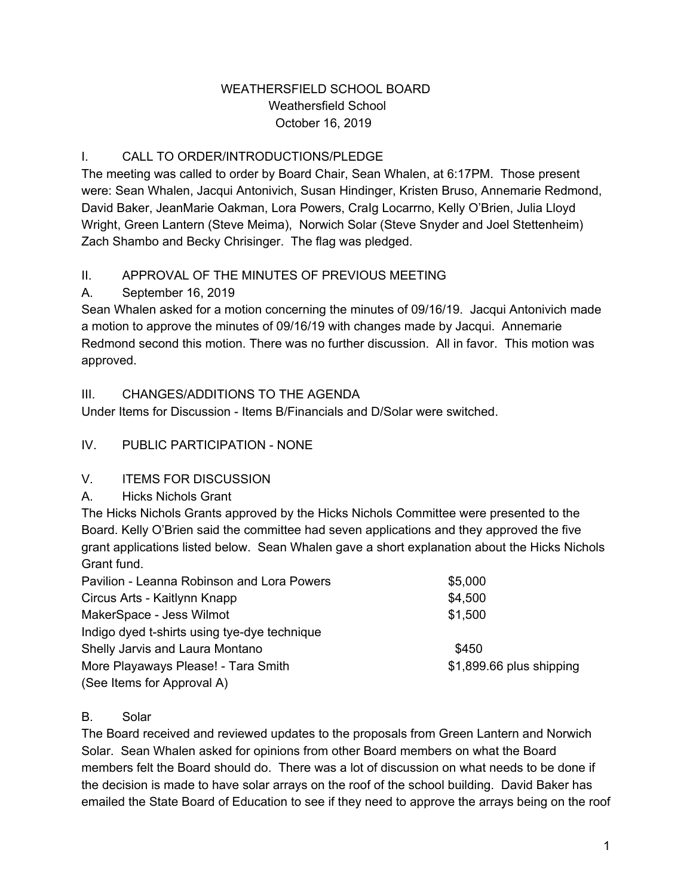# WEATHERSFIELD SCHOOL BOARD
## Weathersfield School
## October 16, 2019

## I. CALL TO ORDER/INTRODUCTIONS/PLEDGE

The meeting was called to order by Board Chair, Sean Whalen, at 6:17PM. Those present were: Sean Whalen, Jacqui Antonivich, Susan Hindinger, Kristen Bruso, Annemarie Redmond, David Baker, JeanMarie Oakman, Lora Powers, CraIg Locarrno, Kelly O'Brien, Julia Lloyd Wright, Green Lantern (Steve Meima), Norwich Solar (Steve Snyder and Joel Stettenheim) Zach Shambo and Becky Chrisinger. The flag was pledged.

## II. APPROVAL OF THE MINUTES OF PREVIOUS MEETING

### A. September 16, 2019

Sean Whalen asked for a motion concerning the minutes of 09/16/19. Jacqui Antonivich made a motion to approve the minutes of 09/16/19 with changes made by Jacqui. Annemarie Redmond second this motion. There was no further discussion. All in favor. This motion was approved.

## III. CHANGES/ADDITIONS TO THE AGENDA

Under Items for Discussion - Items B/Financials and D/Solar were switched.

## IV. PUBLIC PARTICIPATION - NONE

## V. ITEMS FOR DISCUSSION

### A. Hicks Nichols Grant

The Hicks Nichols Grants approved by the Hicks Nichols Committee were presented to the Board. Kelly O'Brien said the committee had seven applications and they approved the five grant applications listed below. Sean Whalen gave a short explanation about the Hicks Nichols Grant fund.

| | |
|---|---|
| Pavilion - Leanna Robinson and Lora Powers | $5,000 |
| Circus Arts - Kaitlynn Knapp | $4,500 |
| MakerSpace - Jess Wilmot | $1,500 |
| Indigo dyed t-shirts using tye-dye technique Shelly Jarvis and Laura Montano | $450 |
| More Playaways Please! - Tara Smith | $1,899.66 plus shipping |

(See Items for Approval A)

### B. Solar

The Board received and reviewed updates to the proposals from Green Lantern and Norwich Solar. Sean Whalen asked for opinions from other Board members on what the Board members felt the Board should do. There was a lot of discussion on what needs to be done if the decision is made to have solar arrays on the roof of the school building. David Baker has emailed the State Board of Education to see if they need to approve the arrays being on the roof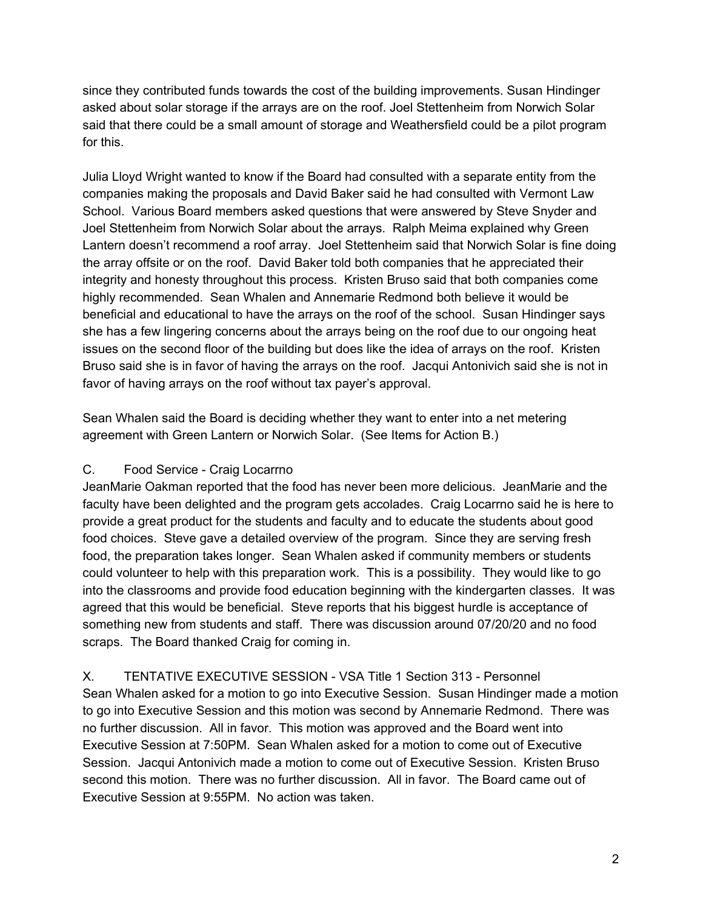since they contributed funds towards the cost of the building improvements. Susan Hindinger asked about solar storage if the arrays are on the roof. Joel Stettenheim from Norwich Solar said that there could be a small amount of storage and Weathersfield could be a pilot program for this.

Julia Lloyd Wright wanted to know if the Board had consulted with a separate entity from the companies making the proposals and David Baker said he had consulted with Vermont Law School. Various Board members asked questions that were answered by Steve Snyder and Joel Stettenheim from Norwich Solar about the arrays. Ralph Meima explained why Green Lantern doesn't recommend a roof array. Joel Stettenheim said that Norwich Solar is fine doing the array offsite or on the roof. David Baker told both companies that he appreciated their integrity and honesty throughout this process. Kristen Bruso said that both companies come highly recommended. Sean Whalen and Annemarie Redmond both believe it would be beneficial and educational to have the arrays on the roof of the school. Susan Hindinger says she has a few lingering concerns about the arrays being on the roof due to our ongoing heat issues on the second floor of the building but does like the idea of arrays on the roof. Kristen Bruso said she is in favor of having the arrays on the roof. Jacqui Antonivich said she is not in favor of having arrays on the roof without tax payer's approval.

Sean Whalen said the Board is deciding whether they want to enter into a net metering agreement with Green Lantern or Norwich Solar. (See Items for Action B.)

C. Food Service - Craig Locarrno

JeanMarie Oakman reported that the food has never been more delicious. JeanMarie and the faculty have been delighted and the program gets accolades. Craig Locarrno said he is here to provide a great product for the students and faculty and to educate the students about good food choices. Steve gave a detailed overview of the program. Since they are serving fresh food, the preparation takes longer. Sean Whalen asked if community members or students could volunteer to help with this preparation work. This is a possibility. They would like to go into the classrooms and provide food education beginning with the kindergarten classes. It was agreed that this would be beneficial. Steve reports that his biggest hurdle is acceptance of something new from students and staff. There was discussion around 07/20/20 and no food scraps. The Board thanked Craig for coming in.

X. TENTATIVE EXECUTIVE SESSION - VSA Title 1 Section 313 - Personnel

Sean Whalen asked for a motion to go into Executive Session. Susan Hindinger made a motion to go into Executive Session and this motion was second by Annemarie Redmond. There was no further discussion. All in favor. This motion was approved and the Board went into Executive Session at 7:50PM. Sean Whalen asked for a motion to come out of Executive Session. Jacqui Antonivich made a motion to come out of Executive Session. Kristen Bruso second this motion. There was no further discussion. All in favor. The Board came out of Executive Session at 9:55PM. No action was taken.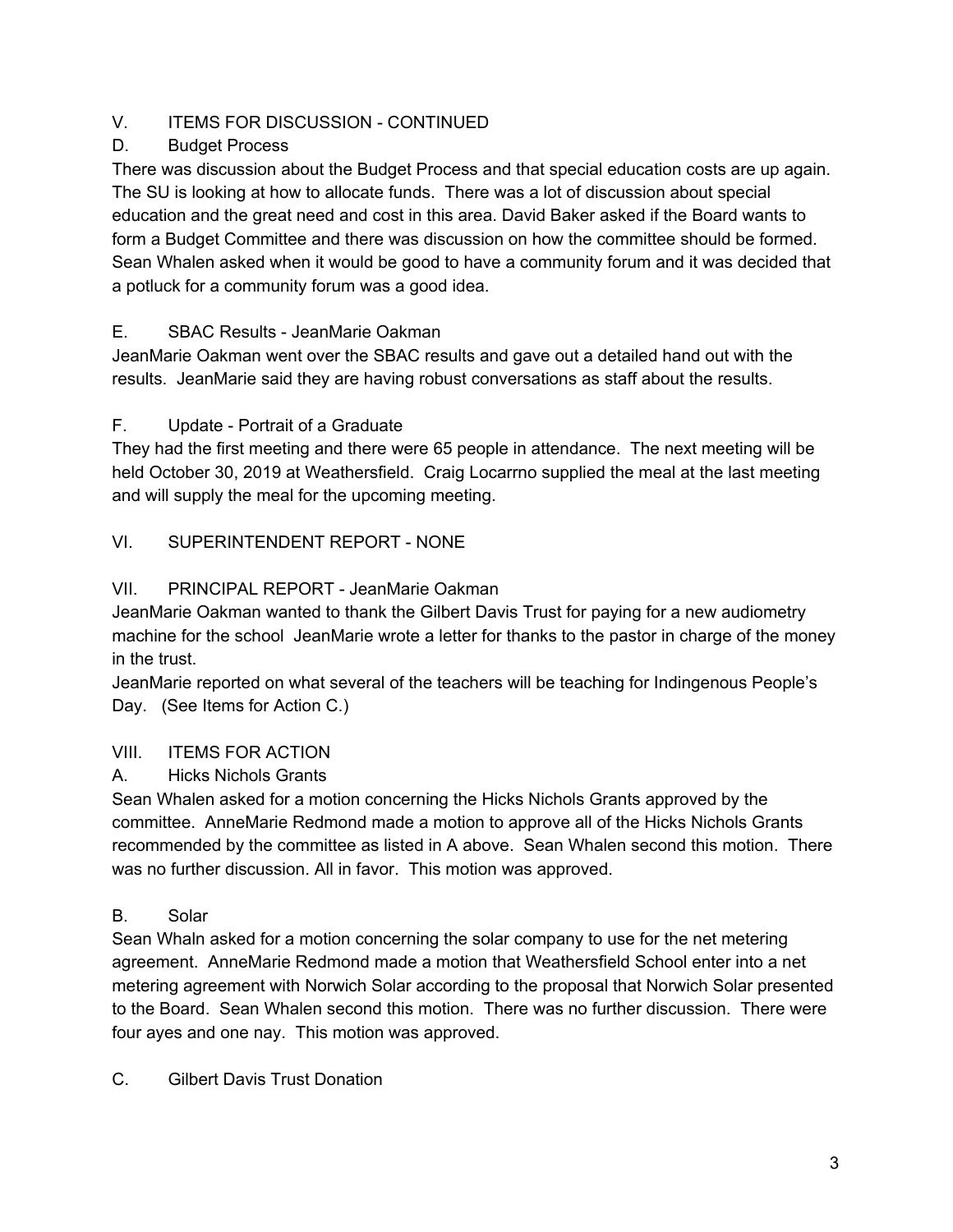V. ITEMS FOR DISCUSSION - CONTINUED

D. Budget Process

There was discussion about the Budget Process and that special education costs are up again. The SU is looking at how to allocate funds. There was a lot of discussion about special education and the great need and cost in this area. David Baker asked if the Board wants to form a Budget Committee and there was discussion on how the committee should be formed. Sean Whalen asked when it would be good to have a community forum and it was decided that a potluck for a community forum was a good idea.

E. SBAC Results - JeanMarie Oakman

JeanMarie Oakman went over the SBAC results and gave out a detailed hand out with the results. JeanMarie said they are having robust conversations as staff about the results.

F. Update - Portrait of a Graduate

They had the first meeting and there were 65 people in attendance. The next meeting will be held October 30, 2019 at Weathersfield. Craig Locarrno supplied the meal at the last meeting and will supply the meal for the upcoming meeting.

VI. SUPERINTENDENT REPORT - NONE

VII. PRINCIPAL REPORT - JeanMarie Oakman

JeanMarie Oakman wanted to thank the Gilbert Davis Trust for paying for a new audiometry machine for the school JeanMarie wrote a letter for thanks to the pastor in charge of the money in the trust.

JeanMarie reported on what several of the teachers will be teaching for Indingenous People's Day. (See Items for Action C.)

VIII. ITEMS FOR ACTION

A. Hicks Nichols Grants

Sean Whalen asked for a motion concerning the Hicks Nichols Grants approved by the committee. AnneMarie Redmond made a motion to approve all of the Hicks Nichols Grants recommended by the committee as listed in A above. Sean Whalen second this motion. There was no further discussion. All in favor. This motion was approved.

B. Solar

Sean Whaln asked for a motion concerning the solar company to use for the net metering agreement. AnneMarie Redmond made a motion that Weathersfield School enter into a net metering agreement with Norwich Solar according to the proposal that Norwich Solar presented to the Board. Sean Whalen second this motion. There was no further discussion. There were four ayes and one nay. This motion was approved.

C. Gilbert Davis Trust Donation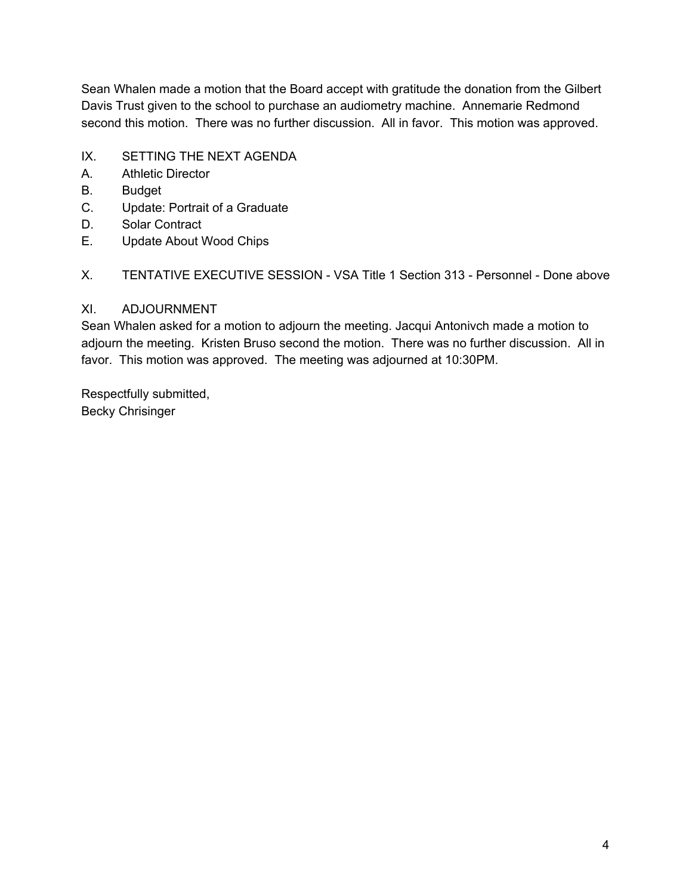Sean Whalen made a motion that the Board accept with gratitude the donation from the Gilbert Davis Trust given to the school to purchase an audiometry machine. Annemarie Redmond second this motion. There was no further discussion. All in favor. This motion was approved.

IX. SETTING THE NEXT AGENDA

A. Athletic Director

B. Budget

C. Update: Portrait of a Graduate

D. Solar Contract

E. Update About Wood Chips

X. TENTATIVE EXECUTIVE SESSION - VSA Title 1 Section 313 - Personnel - Done above

XI. ADJOURNMENT

Sean Whalen asked for a motion to adjourn the meeting. Jacqui Antonivch made a motion to adjourn the meeting. Kristen Bruso second the motion. There was no further discussion. All in favor. This motion was approved. The meeting was adjourned at 10:30PM.

Respectfully submitted,
Becky Chrisinger